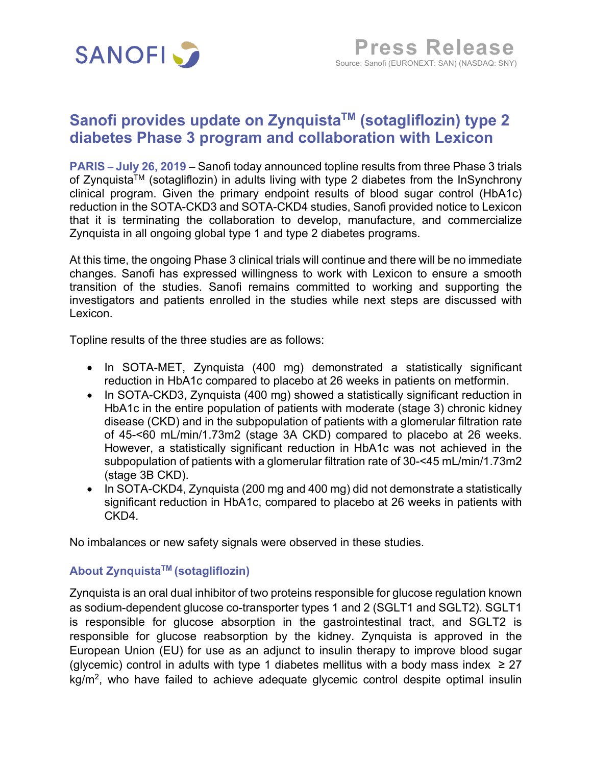SANOFI

**Press Release**
Source: Sanofi (EURONEXT: SAN) (NASDAQ: SNY)

# Sanofi provides update on Zynquista™ (sotagliflozin) type 2 diabetes Phase 3 program and collaboration with Lexicon

**PARIS – July 26, 2019** – Sanofi today announced topline results from three Phase 3 trials of Zynquista™ (sotagliflozin) in adults living with type 2 diabetes from the InSynchrony clinical program. Given the primary endpoint results of blood sugar control (HbA1c) reduction in the SOTA-CKD3 and SOTA-CKD4 studies, Sanofi provided notice to Lexicon that it is terminating the collaboration to develop, manufacture, and commercialize Zynquista in all ongoing global type 1 and type 2 diabetes programs.

At this time, the ongoing Phase 3 clinical trials will continue and there will be no immediate changes. Sanofi has expressed willingness to work with Lexicon to ensure a smooth transition of the studies. Sanofi remains committed to working and supporting the investigators and patients enrolled in the studies while next steps are discussed with Lexicon.

Topline results of the three studies are as follows:

- In SOTA-MET, Zynquista (400 mg) demonstrated a statistically significant reduction in HbA1c compared to placebo at 26 weeks in patients on metformin.
- In SOTA-CKD3, Zynquista (400 mg) showed a statistically significant reduction in HbA1c in the entire population of patients with moderate (stage 3) chronic kidney disease (CKD) and in the subpopulation of patients with a glomerular filtration rate of 45-<60 mL/min/1.73m2 (stage 3A CKD) compared to placebo at 26 weeks. However, a statistically significant reduction in HbA1c was not achieved in the subpopulation of patients with a glomerular filtration rate of 30-<45 mL/min/1.73m2 (stage 3B CKD).
- In SOTA-CKD4, Zynquista (200 mg and 400 mg) did not demonstrate a statistically significant reduction in HbA1c, compared to placebo at 26 weeks in patients with CKD4.

No imbalances or new safety signals were observed in these studies.

## About Zynquista™ (sotagliflozin)

Zynquista is an oral dual inhibitor of two proteins responsible for glucose regulation known as sodium-dependent glucose co-transporter types 1 and 2 (SGLT1 and SGLT2). SGLT1 is responsible for glucose absorption in the gastrointestinal tract, and SGLT2 is responsible for glucose reabsorption by the kidney. Zynquista is approved in the European Union (EU) for use as an adjunct to insulin therapy to improve blood sugar (glycemic) control in adults with type 1 diabetes mellitus with a body mass index ≥ 27 kg/m$^2$, who have failed to achieve adequate glycemic control despite optimal insulin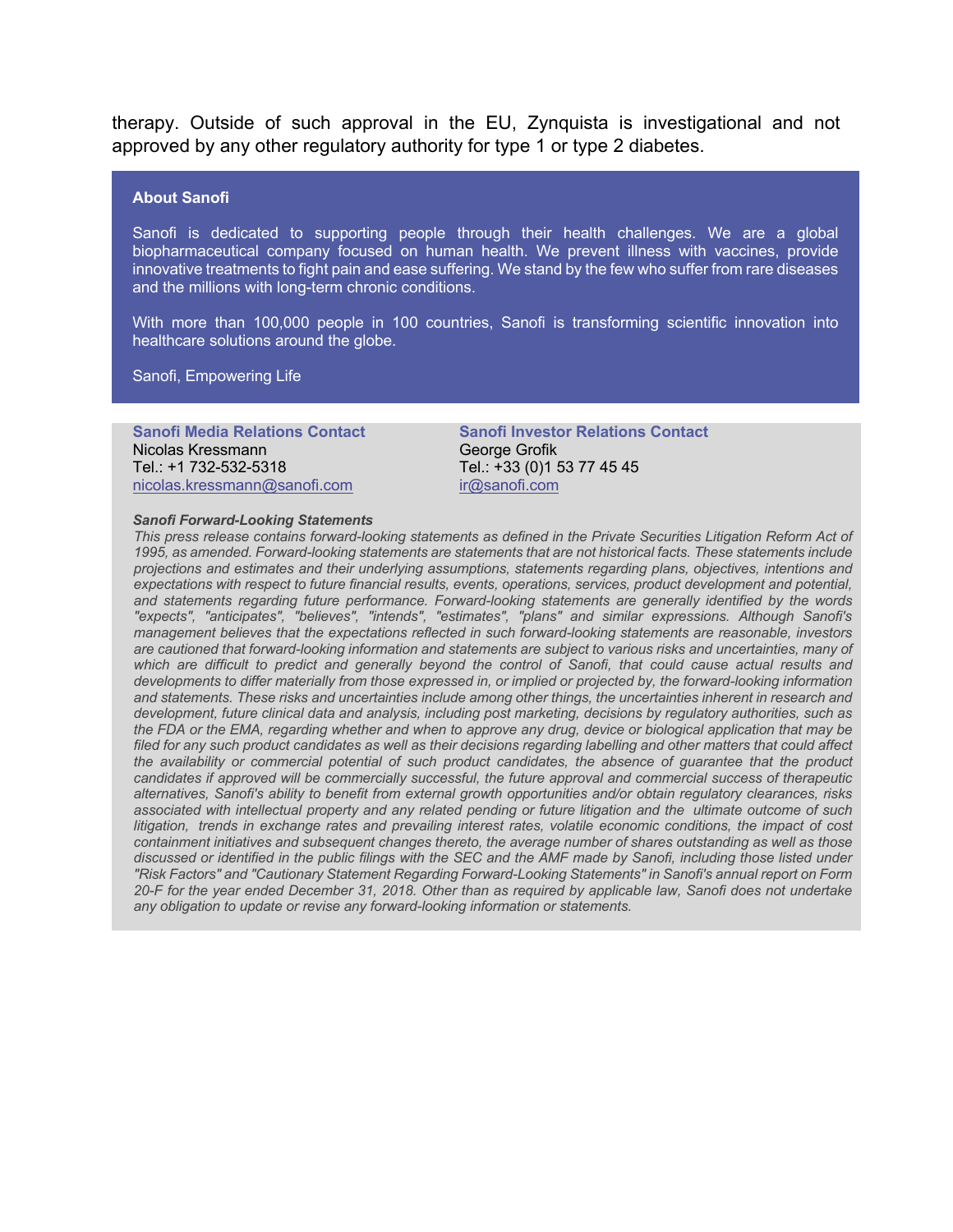therapy. Outside of such approval in the EU, Zynquista is investigational and not approved by any other regulatory authority for type 1 or type 2 diabetes.

**About Sanofi**

Sanofi is dedicated to supporting people through their health challenges. We are a global biopharmaceutical company focused on human health. We prevent illness with vaccines, provide innovative treatments to fight pain and ease suffering. We stand by the few who suffer from rare diseases and the millions with long-term chronic conditions.

With more than 100,000 people in 100 countries, Sanofi is transforming scientific innovation into healthcare solutions around the globe.

Sanofi, Empowering Life

**Sanofi Media Relations Contact**
Nicolas Kressmann
Tel.: +1 732-532-5318
nicolas.kressmann@sanofi.com

**Sanofi Investor Relations Contact**
George Grofik
Tel.: +33 (0)1 53 77 45 45
ir@sanofi.com

***Sanofi Forward-Looking Statements***

*This press release contains forward-looking statements as defined in the Private Securities Litigation Reform Act of 1995, as amended. Forward-looking statements are statements that are not historical facts. These statements include projections and estimates and their underlying assumptions, statements regarding plans, objectives, intentions and expectations with respect to future financial results, events, operations, services, product development and potential, and statements regarding future performance. Forward-looking statements are generally identified by the words "expects", "anticipates", "believes", "intends", "estimates", "plans" and similar expressions. Although Sanofi's management believes that the expectations reflected in such forward-looking statements are reasonable, investors are cautioned that forward-looking information and statements are subject to various risks and uncertainties, many of which are difficult to predict and generally beyond the control of Sanofi, that could cause actual results and developments to differ materially from those expressed in, or implied or projected by, the forward-looking information and statements. These risks and uncertainties include among other things, the uncertainties inherent in research and development, future clinical data and analysis, including post marketing, decisions by regulatory authorities, such as the FDA or the EMA, regarding whether and when to approve any drug, device or biological application that may be filed for any such product candidates as well as their decisions regarding labelling and other matters that could affect the availability or commercial potential of such product candidates, the absence of guarantee that the product candidates if approved will be commercially successful, the future approval and commercial success of therapeutic alternatives, Sanofi's ability to benefit from external growth opportunities and/or obtain regulatory clearances, risks associated with intellectual property and any related pending or future litigation and the ultimate outcome of such litigation, trends in exchange rates and prevailing interest rates, volatile economic conditions, the impact of cost containment initiatives and subsequent changes thereto, the average number of shares outstanding as well as those discussed or identified in the public filings with the SEC and the AMF made by Sanofi, including those listed under "Risk Factors" and "Cautionary Statement Regarding Forward-Looking Statements" in Sanofi's annual report on Form 20-F for the year ended December 31, 2018. Other than as required by applicable law, Sanofi does not undertake any obligation to update or revise any forward-looking information or statements.*